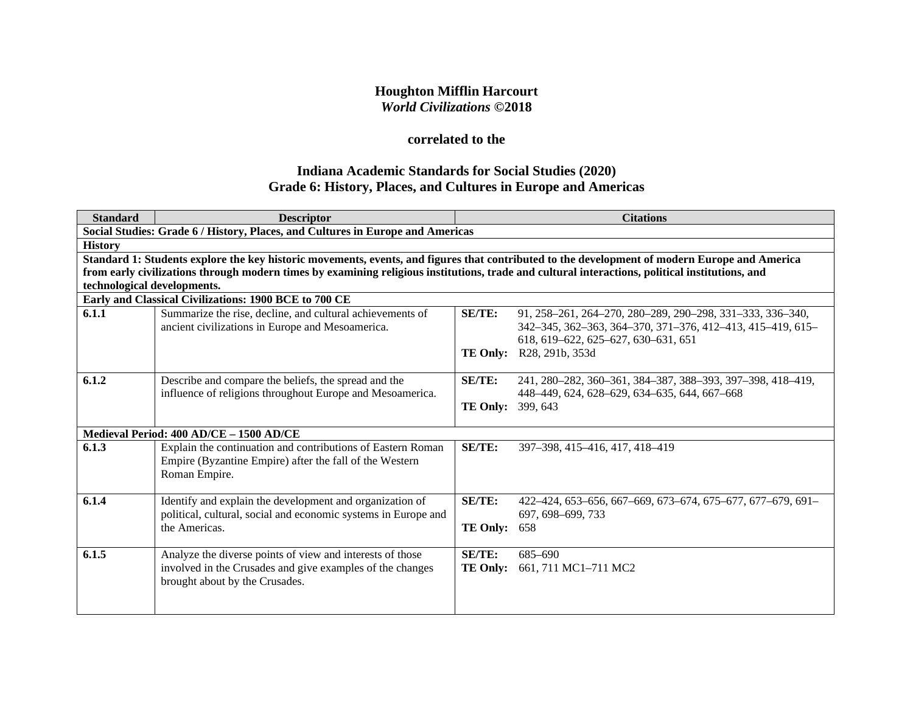**Houghton Mifflin Harcourt**
***World Civilizations* ©2018**

**correlated to the**

**Indiana Academic Standards for Social Studies (2020)**
**Grade 6: History, Places, and Cultures in Europe and Americas**

| Standard | Descriptor | Citations |
|---|---|---|
| **Social Studies: Grade 6 / History, Places, and Cultures in Europe and Americas** | | |
| **History** | | |
| **Standard 1: Students explore the key historic movements, events, and figures that contributed to the development of modern Europe and America from early civilizations through modern times by examining religious institutions, trade and cultural interactions, political institutions, and technological developments.** | | |
| **Early and Classical Civilizations: 1900 BCE to 700 CE** | | |
| **6.1.1** | Summarize the rise, decline, and cultural achievements of ancient civilizations in Europe and Mesoamerica. | **SE/TE:** 91, 258–261, 264–270, 280–289, 290–298, 331–333, 336–340, 342–345, 362–363, 364–370, 371–376, 412–413, 415–419, 615–618, 619–622, 625–627, 630–631, 651<br>**TE Only:** R28, 291b, 353d |
| **6.1.2** | Describe and compare the beliefs, the spread and the influence of religions throughout Europe and Mesoamerica. | **SE/TE:** 241, 280–282, 360–361, 384–387, 388–393, 397–398, 418–419, 448–449, 624, 628–629, 634–635, 644, 667–668<br>**TE Only:** 399, 643 |
| **Medieval Period: 400 AD/CE – 1500 AD/CE** | | |
| **6.1.3** | Explain the continuation and contributions of Eastern Roman Empire (Byzantine Empire) after the fall of the Western Roman Empire. | **SE/TE:** 397–398, 415–416, 417, 418–419 |
| **6.1.4** | Identify and explain the development and organization of political, cultural, social and economic systems in Europe and the Americas. | **SE/TE:** 422–424, 653–656, 667–669, 673–674, 675–677, 677–679, 691–697, 698–699, 733<br>**TE Only:** 658 |
| **6.1.5** | Analyze the diverse points of view and interests of those involved in the Crusades and give examples of the changes brought about by the Crusades. | **SE/TE:** 685–690<br>**TE Only:** 661, 711 MC1–711 MC2 |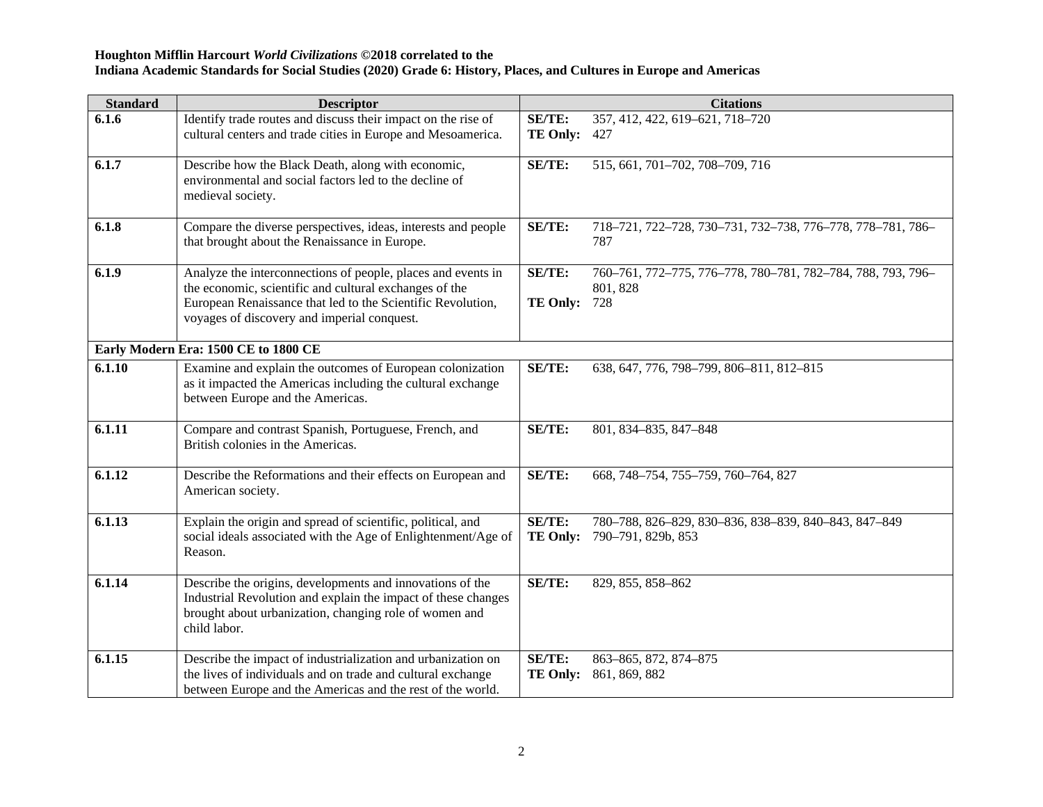**Houghton Mifflin Harcourt *World Civilizations* ©2018 correlated to the**
**Indiana Academic Standards for Social Studies (2020) Grade 6: History, Places, and Cultures in Europe and Americas**

| Standard | Descriptor | Citations |
|---|---|---|
| 6.1.6 | Identify trade routes and discuss their impact on the rise of cultural centers and trade cities in Europe and Mesoamerica. | **SE/TE:** 357, 412, 422, 619–621, 718–720<br>**TE Only:** 427 |
| 6.1.7 | Describe how the Black Death, along with economic, environmental and social factors led to the decline of medieval society. | **SE/TE:** 515, 661, 701–702, 708–709, 716 |
| 6.1.8 | Compare the diverse perspectives, ideas, interests and people that brought about the Renaissance in Europe. | **SE/TE:** 718–721, 722–728, 730–731, 732–738, 776–778, 778–781, 786–787 |
| 6.1.9 | Analyze the interconnections of people, places and events in the economic, scientific and cultural exchanges of the European Renaissance that led to the Scientific Revolution, voyages of discovery and imperial conquest. | **SE/TE:** 760–761, 772–775, 776–778, 780–781, 782–784, 788, 793, 796–801, 828<br>**TE Only:** 728 |
| **Early Modern Era: 1500 CE to 1800 CE** | | |
| 6.1.10 | Examine and explain the outcomes of European colonization as it impacted the Americas including the cultural exchange between Europe and the Americas. | **SE/TE:** 638, 647, 776, 798–799, 806–811, 812–815 |
| 6.1.11 | Compare and contrast Spanish, Portuguese, French, and British colonies in the Americas. | **SE/TE:** 801, 834–835, 847–848 |
| 6.1.12 | Describe the Reformations and their effects on European and American society. | **SE/TE:** 668, 748–754, 755–759, 760–764, 827 |
| 6.1.13 | Explain the origin and spread of scientific, political, and social ideals associated with the Age of Enlightenment/Age of Reason. | **SE/TE:** 780–788, 826–829, 830–836, 838–839, 840–843, 847–849<br>**TE Only:** 790–791, 829b, 853 |
| 6.1.14 | Describe the origins, developments and innovations of the Industrial Revolution and explain the impact of these changes brought about urbanization, changing role of women and child labor. | **SE/TE:** 829, 855, 858–862 |
| 6.1.15 | Describe the impact of industrialization and urbanization on the lives of individuals and on trade and cultural exchange between Europe and the Americas and the rest of the world. | **SE/TE:** 863–865, 872, 874–875<br>**TE Only:** 861, 869, 882 |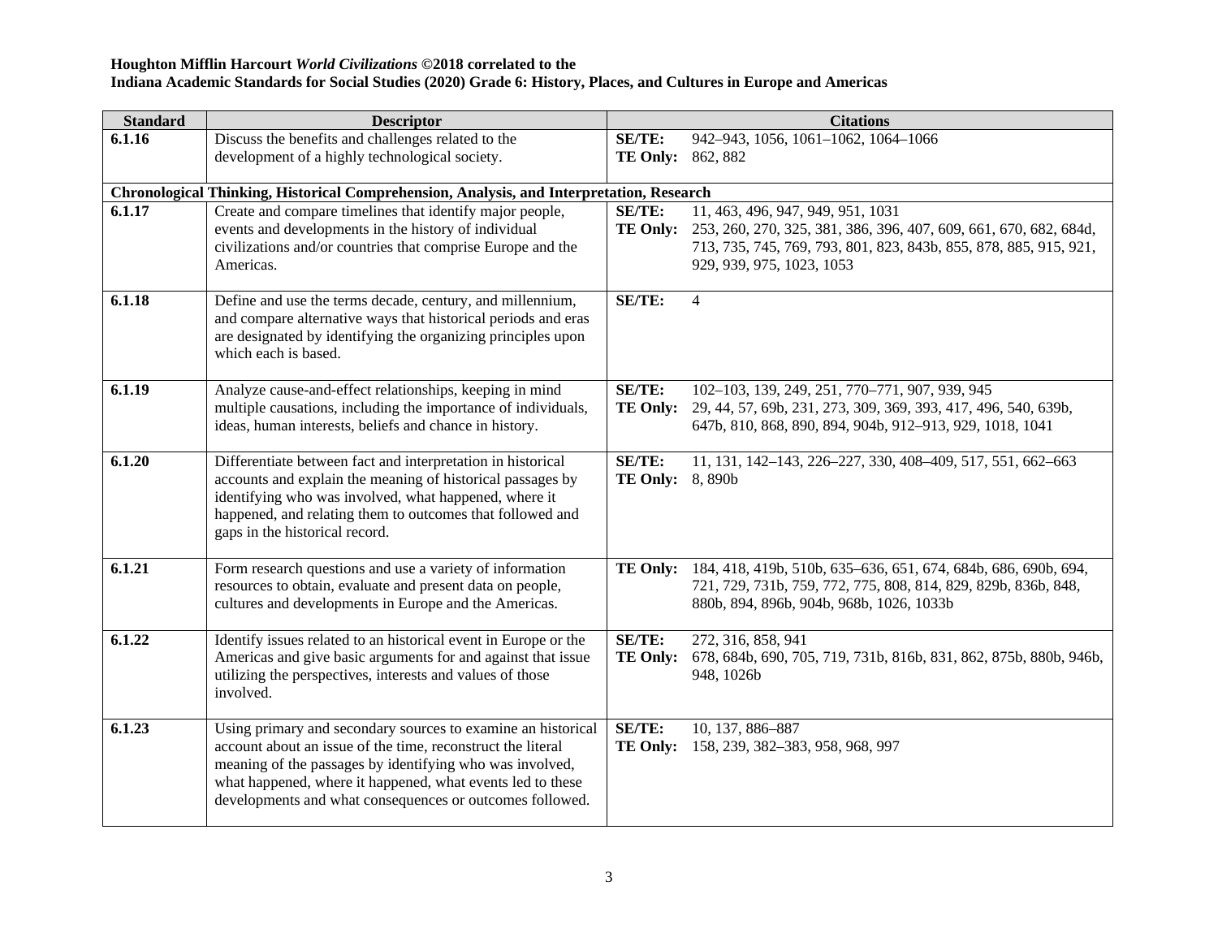**Houghton Mifflin Harcourt *World Civilizations* ©2018 correlated to the**
**Indiana Academic Standards for Social Studies (2020) Grade 6: History, Places, and Cultures in Europe and Americas**

| Standard | Descriptor | Citations |
|---|---|---|
| **6.1.16** | Discuss the benefits and challenges related to the development of a highly technological society. | **SE/TE:** 942–943, 1056, 1061–1062, 1064–1066<br>**TE Only:** 862, 882 |
| **Chronological Thinking, Historical Comprehension, Analysis, and Interpretation, Research** | | |
| **6.1.17** | Create and compare timelines that identify major people, events and developments in the history of individual civilizations and/or countries that comprise Europe and the Americas. | **SE/TE:** 11, 463, 496, 947, 949, 951, 1031<br>**TE Only:** 253, 260, 270, 325, 381, 386, 396, 407, 609, 661, 670, 682, 684d, 713, 735, 745, 769, 793, 801, 823, 843b, 855, 878, 885, 915, 921, 929, 939, 975, 1023, 1053 |
| **6.1.18** | Define and use the terms decade, century, and millennium, and compare alternative ways that historical periods and eras are designated by identifying the organizing principles upon which each is based. | **SE/TE:** 4 |
| **6.1.19** | Analyze cause-and-effect relationships, keeping in mind multiple causations, including the importance of individuals, ideas, human interests, beliefs and chance in history. | **SE/TE:** 102–103, 139, 249, 251, 770–771, 907, 939, 945<br>**TE Only:** 29, 44, 57, 69b, 231, 273, 309, 369, 393, 417, 496, 540, 639b, 647b, 810, 868, 890, 894, 904b, 912–913, 929, 1018, 1041 |
| **6.1.20** | Differentiate between fact and interpretation in historical accounts and explain the meaning of historical passages by identifying who was involved, what happened, where it happened, and relating them to outcomes that followed and gaps in the historical record. | **SE/TE:** 11, 131, 142–143, 226–227, 330, 408–409, 517, 551, 662–663<br>**TE Only:** 8, 890b |
| **6.1.21** | Form research questions and use a variety of information resources to obtain, evaluate and present data on people, cultures and developments in Europe and the Americas. | **TE Only:** 184, 418, 419b, 510b, 635–636, 651, 674, 684b, 686, 690b, 694, 721, 729, 731b, 759, 772, 775, 808, 814, 829, 829b, 836b, 848, 880b, 894, 896b, 904b, 968b, 1026, 1033b |
| **6.1.22** | Identify issues related to an historical event in Europe or the Americas and give basic arguments for and against that issue utilizing the perspectives, interests and values of those involved. | **SE/TE:** 272, 316, 858, 941<br>**TE Only:** 678, 684b, 690, 705, 719, 731b, 816b, 831, 862, 875b, 880b, 946b, 948, 1026b |
| **6.1.23** | Using primary and secondary sources to examine an historical account about an issue of the time, reconstruct the literal meaning of the passages by identifying who was involved, what happened, where it happened, what events led to these developments and what consequences or outcomes followed. | **SE/TE:** 10, 137, 886–887<br>**TE Only:** 158, 239, 382–383, 958, 968, 997 |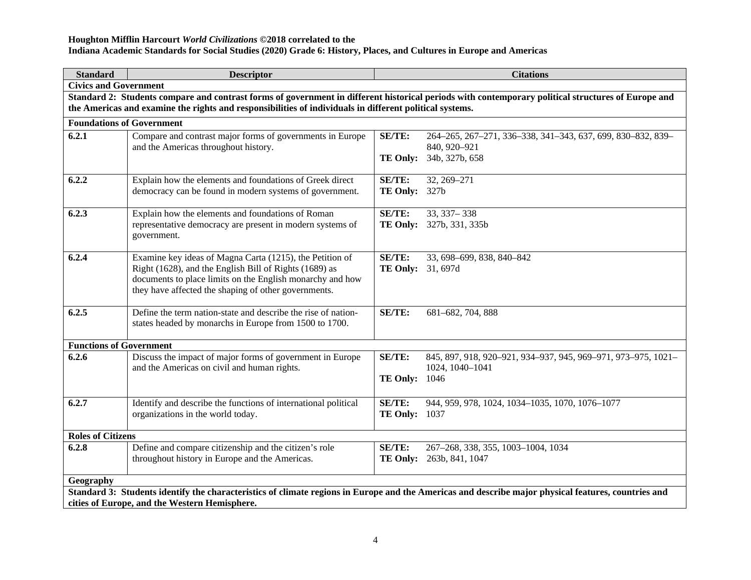**Houghton Mifflin Harcourt *World Civilizations* ©2018 correlated to the**
**Indiana Academic Standards for Social Studies (2020) Grade 6: History, Places, and Cultures in Europe and Americas**

| Standard | Descriptor | Citations |
|---|---|---|
| **Civics and Government** | | |
| **Standard 2: Students compare and contrast forms of government in different historical periods with contemporary political structures of Europe and the Americas and examine the rights and responsibilities of individuals in different political systems.** | | |
| **Foundations of Government** | | |
| **6.2.1** | Compare and contrast major forms of governments in Europe and the Americas throughout history. | **SE/TE:** 264–265, 267–271, 336–338, 341–343, 637, 699, 830–832, 839–840, 920–921<br>**TE Only:** 34b, 327b, 658 |
| **6.2.2** | Explain how the elements and foundations of Greek direct democracy can be found in modern systems of government. | **SE/TE:** 32, 269–271<br>**TE Only:** 327b |
| **6.2.3** | Explain how the elements and foundations of Roman representative democracy are present in modern systems of government. | **SE/TE:** 33, 337– 338<br>**TE Only:** 327b, 331, 335b |
| **6.2.4** | Examine key ideas of Magna Carta (1215), the Petition of Right (1628), and the English Bill of Rights (1689) as documents to place limits on the English monarchy and how they have affected the shaping of other governments. | **SE/TE:** 33, 698–699, 838, 840–842<br>**TE Only:** 31, 697d |
| **6.2.5** | Define the term nation-state and describe the rise of nation-states headed by monarchs in Europe from 1500 to 1700. | **SE/TE:** 681–682, 704, 888 |
| **Functions of Government** | | |
| **6.2.6** | Discuss the impact of major forms of government in Europe and the Americas on civil and human rights. | **SE/TE:** 845, 897, 918, 920–921, 934–937, 945, 969–971, 973–975, 1021–1024, 1040–1041<br>**TE Only:** 1046 |
| **6.2.7** | Identify and describe the functions of international political organizations in the world today. | **SE/TE:** 944, 959, 978, 1024, 1034–1035, 1070, 1076–1077<br>**TE Only:** 1037 |
| **Roles of Citizens** | | |
| **6.2.8** | Define and compare citizenship and the citizen's role throughout history in Europe and the Americas. | **SE/TE:** 267–268, 338, 355, 1003–1004, 1034<br>**TE Only:** 263b, 841, 1047 |
| **Geography** | | |
| **Standard 3: Students identify the characteristics of climate regions in Europe and the Americas and describe major physical features, countries and cities of Europe, and the Western Hemisphere.** | | |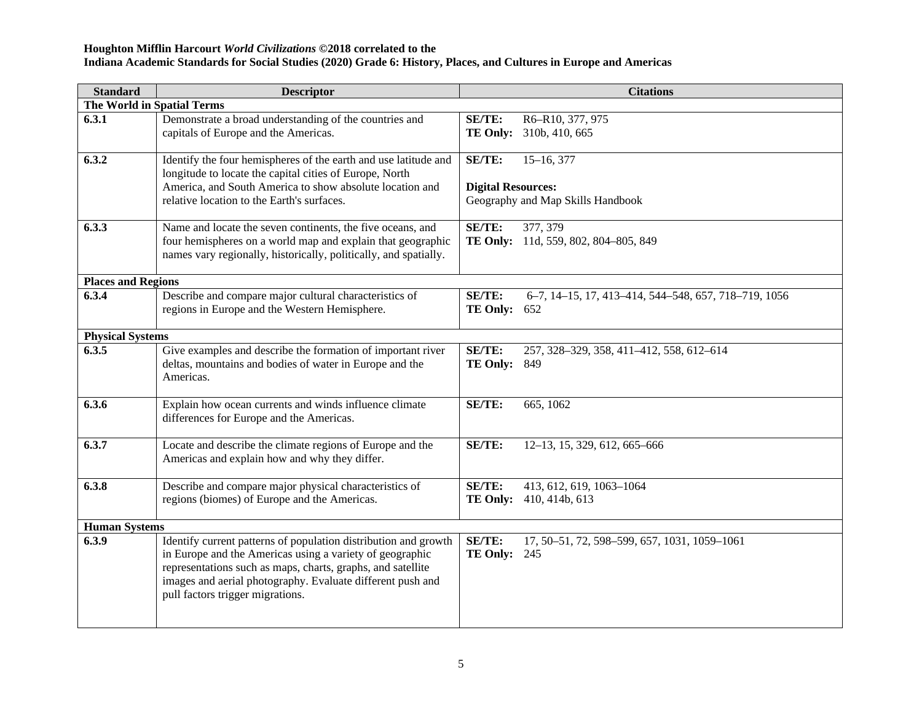**Houghton Mifflin Harcourt *World Civilizations* ©2018 correlated to the**
**Indiana Academic Standards for Social Studies (2020) Grade 6: History, Places, and Cultures in Europe and Americas**

| Standard | Descriptor | Citations |
|---|---|---|
| **The World in Spatial Terms** | | |
| **6.3.1** | Demonstrate a broad understanding of the countries and capitals of Europe and the Americas. | **SE/TE:** R6–R10, 377, 975<br>**TE Only:** 310b, 410, 665 |
| **6.3.2** | Identify the four hemispheres of the earth and use latitude and longitude to locate the capital cities of Europe, North America, and South America to show absolute location and relative location to the Earth's surfaces. | **SE/TE:** 15–16, 377<br><br>**Digital Resources:**<br>Geography and Map Skills Handbook |
| **6.3.3** | Name and locate the seven continents, the five oceans, and four hemispheres on a world map and explain that geographic names vary regionally, historically, politically, and spatially. | **SE/TE:** 377, 379<br>**TE Only:** 11d, 559, 802, 804–805, 849 |
| **Places and Regions** | | |
| **6.3.4** | Describe and compare major cultural characteristics of regions in Europe and the Western Hemisphere. | **SE/TE:** 6–7, 14–15, 17, 413–414, 544–548, 657, 718–719, 1056<br>**TE Only:** 652 |
| **Physical Systems** | | |
| **6.3.5** | Give examples and describe the formation of important river deltas, mountains and bodies of water in Europe and the Americas. | **SE/TE:** 257, 328–329, 358, 411–412, 558, 612–614<br>**TE Only:** 849 |
| **6.3.6** | Explain how ocean currents and winds influence climate differences for Europe and the Americas. | **SE/TE:** 665, 1062 |
| **6.3.7** | Locate and describe the climate regions of Europe and the Americas and explain how and why they differ. | **SE/TE:** 12–13, 15, 329, 612, 665–666 |
| **6.3.8** | Describe and compare major physical characteristics of regions (biomes) of Europe and the Americas. | **SE/TE:** 413, 612, 619, 1063–1064<br>**TE Only:** 410, 414b, 613 |
| **Human Systems** | | |
| **6.3.9** | Identify current patterns of population distribution and growth in Europe and the Americas using a variety of geographic representations such as maps, charts, graphs, and satellite images and aerial photography. Evaluate different push and pull factors trigger migrations. | **SE/TE:** 17, 50–51, 72, 598–599, 657, 1031, 1059–1061<br>**TE Only:** 245 |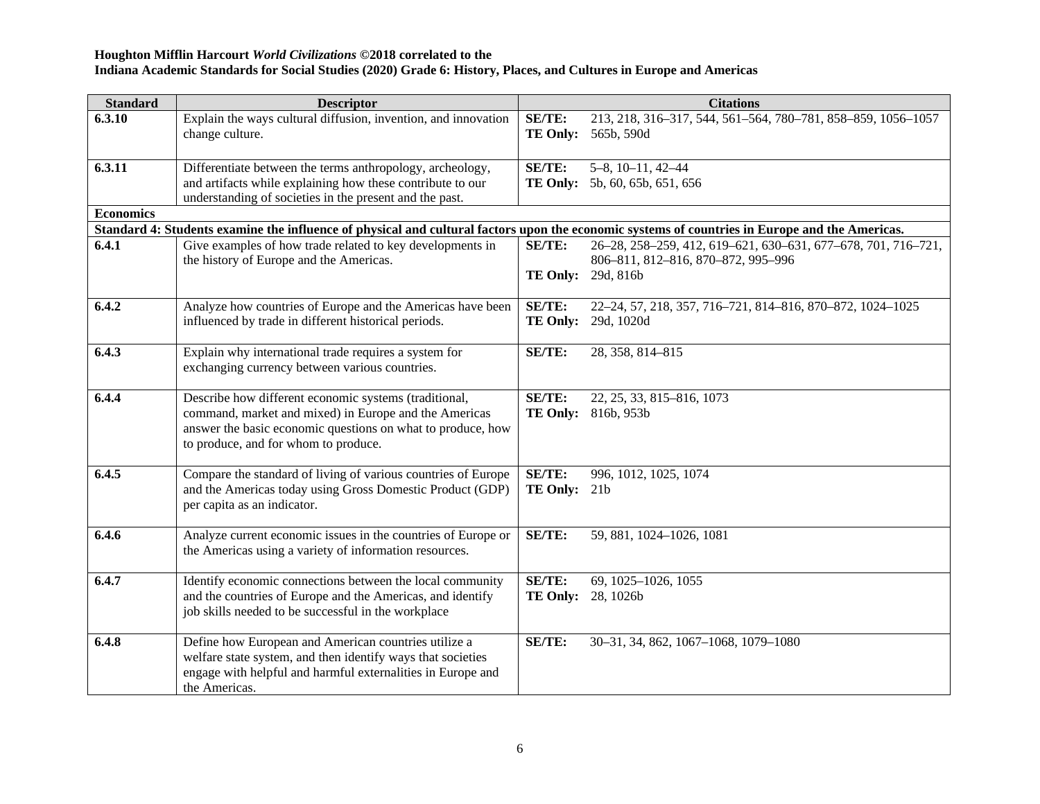**Houghton Mifflin Harcourt *World Civilizations* ©2018 correlated to the**
**Indiana Academic Standards for Social Studies (2020) Grade 6: History, Places, and Cultures in Europe and Americas**

| Standard | Descriptor | Citations |
|---|---|---|
| **6.3.10** | Explain the ways cultural diffusion, invention, and innovation change culture. | **SE/TE:** 213, 218, 316–317, 544, 561–564, 780–781, 858–859, 1056–1057<br>**TE Only:** 565b, 590d |
| **6.3.11** | Differentiate between the terms anthropology, archeology, and artifacts while explaining how these contribute to our understanding of societies in the present and the past. | **SE/TE:** 5–8, 10–11, 42–44<br>**TE Only:** 5b, 60, 65b, 651, 656 |
| **Economics** | | |
| **Standard 4: Students examine the influence of physical and cultural factors upon the economic systems of countries in Europe and the Americas.** | | |
| **6.4.1** | Give examples of how trade related to key developments in the history of Europe and the Americas. | **SE/TE:** 26–28, 258–259, 412, 619–621, 630–631, 677–678, 701, 716–721, 806–811, 812–816, 870–872, 995–996<br>**TE Only:** 29d, 816b |
| **6.4.2** | Analyze how countries of Europe and the Americas have been influenced by trade in different historical periods. | **SE/TE:** 22–24, 57, 218, 357, 716–721, 814–816, 870–872, 1024–1025<br>**TE Only:** 29d, 1020d |
| **6.4.3** | Explain why international trade requires a system for exchanging currency between various countries. | **SE/TE:** 28, 358, 814–815 |
| **6.4.4** | Describe how different economic systems (traditional, command, market and mixed) in Europe and the Americas answer the basic economic questions on what to produce, how to produce, and for whom to produce. | **SE/TE:** 22, 25, 33, 815–816, 1073<br>**TE Only:** 816b, 953b |
| **6.4.5** | Compare the standard of living of various countries of Europe and the Americas today using Gross Domestic Product (GDP) per capita as an indicator. | **SE/TE:** 996, 1012, 1025, 1074<br>**TE Only:** 21b |
| **6.4.6** | Analyze current economic issues in the countries of Europe or the Americas using a variety of information resources. | **SE/TE:** 59, 881, 1024–1026, 1081 |
| **6.4.7** | Identify economic connections between the local community and the countries of Europe and the Americas, and identify job skills needed to be successful in the workplace | **SE/TE:** 69, 1025–1026, 1055<br>**TE Only:** 28, 1026b |
| **6.4.8** | Define how European and American countries utilize a welfare state system, and then identify ways that societies engage with helpful and harmful externalities in Europe and the Americas. | **SE/TE:** 30–31, 34, 862, 1067–1068, 1079–1080 |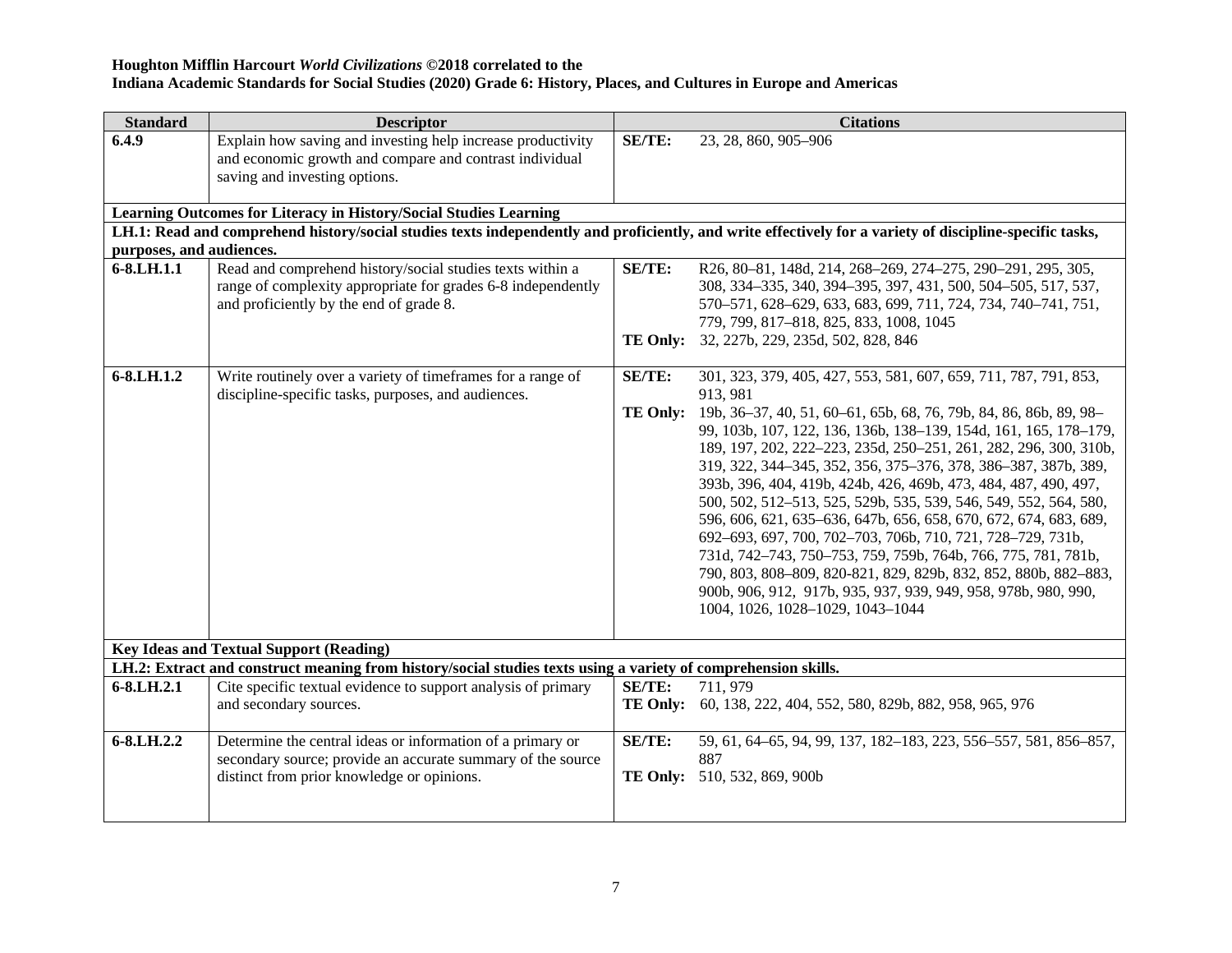**Houghton Mifflin Harcourt *World Civilizations* ©2018 correlated to the**
**Indiana Academic Standards for Social Studies (2020) Grade 6: History, Places, and Cultures in Europe and Americas**

| Standard | Descriptor | Citations |
|---|---|---|
| **6.4.9** | Explain how saving and investing help increase productivity and economic growth and compare and contrast individual saving and investing options. | **SE/TE:** 23, 28, 860, 905–906 |
| **Learning Outcomes for Literacy in History/Social Studies Learning** | | |
| **LH.1: Read and comprehend history/social studies texts independently and proficiently, and write effectively for a variety of discipline-specific tasks, purposes, and audiences.** | | |
| **6-8.LH.1.1** | Read and comprehend history/social studies texts within a range of complexity appropriate for grades 6-8 independently and proficiently by the end of grade 8. | **SE/TE:** R26, 80–81, 148d, 214, 268–269, 274–275, 290–291, 295, 305, 308, 334–335, 340, 394–395, 397, 431, 500, 504–505, 517, 537, 570–571, 628–629, 633, 683, 699, 711, 724, 734, 740–741, 751, 779, 799, 817–818, 825, 833, 1008, 1045<br>**TE Only:** 32, 227b, 229, 235d, 502, 828, 846 |
| **6-8.LH.1.2** | Write routinely over a variety of timeframes for a range of discipline-specific tasks, purposes, and audiences. | **SE/TE:** 301, 323, 379, 405, 427, 553, 581, 607, 659, 711, 787, 791, 853, 913, 981<br>**TE Only:** 19b, 36–37, 40, 51, 60–61, 65b, 68, 76, 79b, 84, 86, 86b, 89, 98–99, 103b, 107, 122, 136, 136b, 138–139, 154d, 161, 165, 178–179, 189, 197, 202, 222–223, 235d, 250–251, 261, 282, 296, 300, 310b, 319, 322, 344–345, 352, 356, 375–376, 378, 386–387, 387b, 389, 393b, 396, 404, 419b, 424b, 426, 469b, 473, 484, 487, 490, 497, 500, 502, 512–513, 525, 529b, 535, 539, 546, 549, 552, 564, 580, 596, 606, 621, 635–636, 647b, 656, 658, 670, 672, 674, 683, 689, 692–693, 697, 700, 702–703, 706b, 710, 721, 728–729, 731b, 731d, 742–743, 750–753, 759, 759b, 764b, 766, 775, 781, 781b, 790, 803, 808–809, 820-821, 829, 829b, 832, 852, 880b, 882–883, 900b, 906, 912, 917b, 935, 937, 939, 949, 958, 978b, 980, 990, 1004, 1026, 1028–1029, 1043–1044 |
| **Key Ideas and Textual Support (Reading)** | | |
| **LH.2: Extract and construct meaning from history/social studies texts using a variety of comprehension skills.** | | |
| **6-8.LH.2.1** | Cite specific textual evidence to support analysis of primary and secondary sources. | **SE/TE:** 711, 979<br>**TE Only:** 60, 138, 222, 404, 552, 580, 829b, 882, 958, 965, 976 |
| **6-8.LH.2.2** | Determine the central ideas or information of a primary or secondary source; provide an accurate summary of the source distinct from prior knowledge or opinions. | **SE/TE:** 59, 61, 64–65, 94, 99, 137, 182–183, 223, 556–557, 581, 856–857, 887<br>**TE Only:** 510, 532, 869, 900b |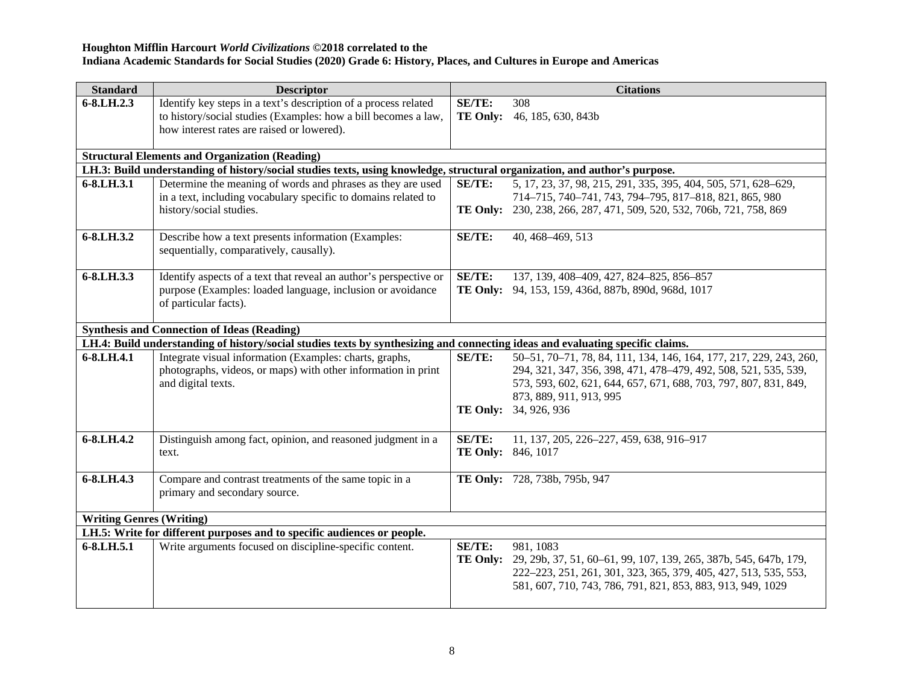**Houghton Mifflin Harcourt *World Civilizations* ©2018 correlated to the**
**Indiana Academic Standards for Social Studies (2020) Grade 6: History, Places, and Cultures in Europe and Americas**

| Standard | Descriptor | Citations |
|---|---|---|
| **6-8.LH.2.3** | Identify key steps in a text's description of a process related to history/social studies (Examples: how a bill becomes a law, how interest rates are raised or lowered). | **SE/TE:** 308<br>**TE Only:** 46, 185, 630, 843b |
| **Structural Elements and Organization (Reading)** | | |
| **LH.3: Build understanding of history/social studies texts, using knowledge, structural organization, and author's purpose.** | | |
| **6-8.LH.3.1** | Determine the meaning of words and phrases as they are used in a text, including vocabulary specific to domains related to history/social studies. | **SE/TE:** 5, 17, 23, 37, 98, 215, 291, 335, 395, 404, 505, 571, 628–629, 714–715, 740–741, 743, 794–795, 817–818, 821, 865, 980<br>**TE Only:** 230, 238, 266, 287, 471, 509, 520, 532, 706b, 721, 758, 869 |
| **6-8.LH.3.2** | Describe how a text presents information (Examples: sequentially, comparatively, causally). | **SE/TE:** 40, 468–469, 513 |
| **6-8.LH.3.3** | Identify aspects of a text that reveal an author's perspective or purpose (Examples: loaded language, inclusion or avoidance of particular facts). | **SE/TE:** 137, 139, 408–409, 427, 824–825, 856–857<br>**TE Only:** 94, 153, 159, 436d, 887b, 890d, 968d, 1017 |
| **Synthesis and Connection of Ideas (Reading)** | | |
| **LH.4: Build understanding of history/social studies texts by synthesizing and connecting ideas and evaluating specific claims.** | | |
| **6-8.LH.4.1** | Integrate visual information (Examples: charts, graphs, photographs, videos, or maps) with other information in print and digital texts. | **SE/TE:** 50–51, 70–71, 78, 84, 111, 134, 146, 164, 177, 217, 229, 243, 260, 294, 321, 347, 356, 398, 471, 478–479, 492, 508, 521, 535, 539, 573, 593, 602, 621, 644, 657, 671, 688, 703, 797, 807, 831, 849, 873, 889, 911, 913, 995<br>**TE Only:** 34, 926, 936 |
| **6-8.LH.4.2** | Distinguish among fact, opinion, and reasoned judgment in a text. | **SE/TE:** 11, 137, 205, 226–227, 459, 638, 916–917<br>**TE Only:** 846, 1017 |
| **6-8.LH.4.3** | Compare and contrast treatments of the same topic in a primary and secondary source. | **TE Only:** 728, 738b, 795b, 947 |
| **Writing Genres (Writing)** | | |
| **LH.5: Write for different purposes and to specific audiences or people.** | | |
| **6-8.LH.5.1** | Write arguments focused on discipline-specific content. | **SE/TE:** 981, 1083<br>**TE Only:** 29, 29b, 37, 51, 60–61, 99, 107, 139, 265, 387b, 545, 647b, 179, 222–223, 251, 261, 301, 323, 365, 379, 405, 427, 513, 535, 553, 581, 607, 710, 743, 786, 791, 821, 853, 883, 913, 949, 1029 |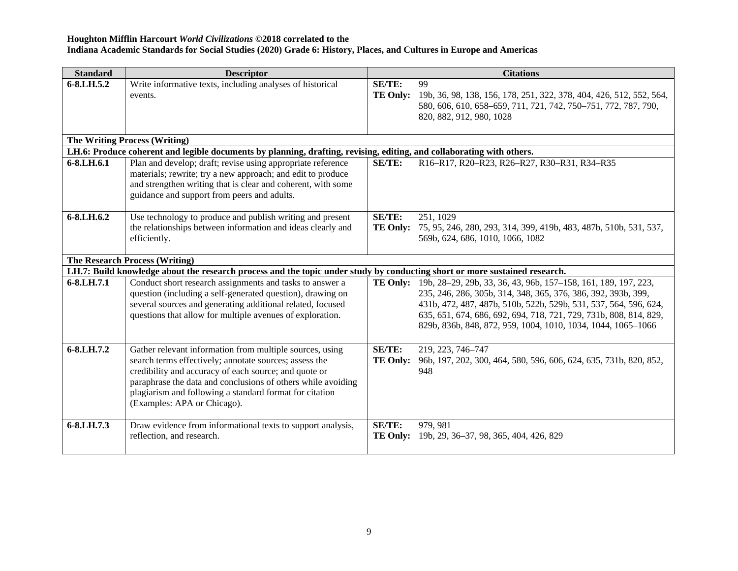**Houghton Mifflin Harcourt *World Civilizations* ©2018 correlated to the**
**Indiana Academic Standards for Social Studies (2020) Grade 6: History, Places, and Cultures in Europe and Americas**

| Standard | Descriptor | Citations |
|---|---|---|
| **6-8.LH.5.2** | Write informative texts, including analyses of historical events. | **SE/TE:** 99<br>**TE Only:** 19b, 36, 98, 138, 156, 178, 251, 322, 378, 404, 426, 512, 552, 564, 580, 606, 610, 658–659, 711, 721, 742, 750–751, 772, 787, 790, 820, 882, 912, 980, 1028 |
| **The Writing Process (Writing)** | | |
| **LH.6: Produce coherent and legible documents by planning, drafting, revising, editing, and collaborating with others.** | | |
| **6-8.LH.6.1** | Plan and develop; draft; revise using appropriate reference materials; rewrite; try a new approach; and edit to produce and strengthen writing that is clear and coherent, with some guidance and support from peers and adults. | **SE/TE:** R16–R17, R20–R23, R26–R27, R30–R31, R34–R35 |
| **6-8.LH.6.2** | Use technology to produce and publish writing and present the relationships between information and ideas clearly and efficiently. | **SE/TE:** 251, 1029<br>**TE Only:** 75, 95, 246, 280, 293, 314, 399, 419b, 483, 487b, 510b, 531, 537, 569b, 624, 686, 1010, 1066, 1082 |
| **The Research Process (Writing)** | | |
| **LH.7: Build knowledge about the research process and the topic under study by conducting short or more sustained research.** | | |
| **6-8.LH.7.1** | Conduct short research assignments and tasks to answer a question (including a self-generated question), drawing on several sources and generating additional related, focused questions that allow for multiple avenues of exploration. | **TE Only:** 19b, 28–29, 29b, 33, 36, 43, 96b, 157–158, 161, 189, 197, 223, 235, 246, 286, 305b, 314, 348, 365, 376, 386, 392, 393b, 399, 431b, 472, 487, 487b, 510b, 522b, 529b, 531, 537, 564, 596, 624, 635, 651, 674, 686, 692, 694, 718, 721, 729, 731b, 808, 814, 829, 829b, 836b, 848, 872, 959, 1004, 1010, 1034, 1044, 1065–1066 |
| **6-8.LH.7.2** | Gather relevant information from multiple sources, using search terms effectively; annotate sources; assess the credibility and accuracy of each source; and quote or paraphrase the data and conclusions of others while avoiding plagiarism and following a standard format for citation (Examples: APA or Chicago). | **SE/TE:** 219, 223, 746–747<br>**TE Only:** 96b, 197, 202, 300, 464, 580, 596, 606, 624, 635, 731b, 820, 852, 948 |
| **6-8.LH.7.3** | Draw evidence from informational texts to support analysis, reflection, and research. | **SE/TE:** 979, 981<br>**TE Only:** 19b, 29, 36–37, 98, 365, 404, 426, 829 |